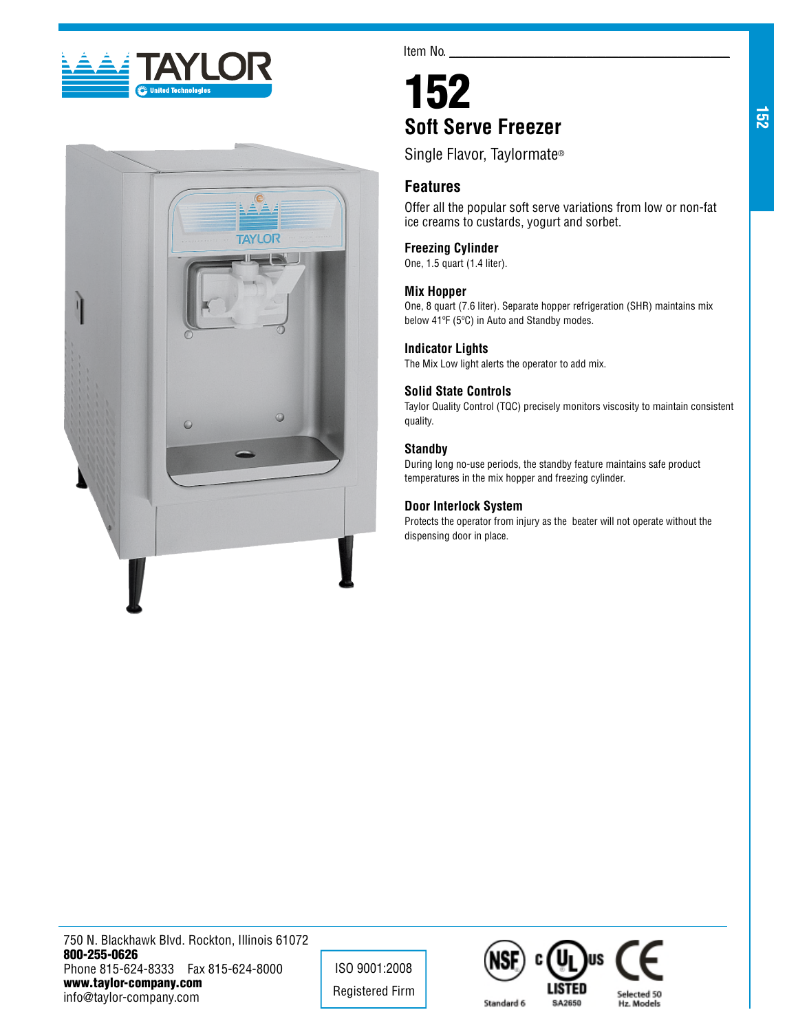Item No. ___________________________

# 152

## Soft Serve Freezer

Single Flavor, Taylormate®

## Features

Offer all the popular soft serve variations from low or non-fat ice creams to custards, yogurt and sorbet.

### Freezing Cylinder

One, 1.5 quart (1.4 liter).

### Mix Hopper

One, 8 quart (7.6 liter). Separate hopper refrigeration (SHR) maintains mix below 41ºF (5ºC) in Auto and Standby modes.

### Indicator Lights

The Mix Low light alerts the operator to add mix.

### Solid State Controls

Taylor Quality Control (TQC) precisely monitors viscosity to maintain consistent quality.

### Standby

During long no-use periods, the standby feature maintains safe product temperatures in the mix hopper and freezing cylinder.

### Door Interlock System

Protects the operator from injury as the beater will not operate without the dispensing door in place.

750 N. Blackhawk Blvd. Rockton, Illinois 61072
**800-255-0626**
Phone 815-624-8333 Fax 815-624-8000
**www.taylor-company.com**
info@taylor-company.com

ISO 9001:2008
Registered Firm

NSF Standard 6 | c UL us LISTED SA2650 | CE Selected 50 Hz. Models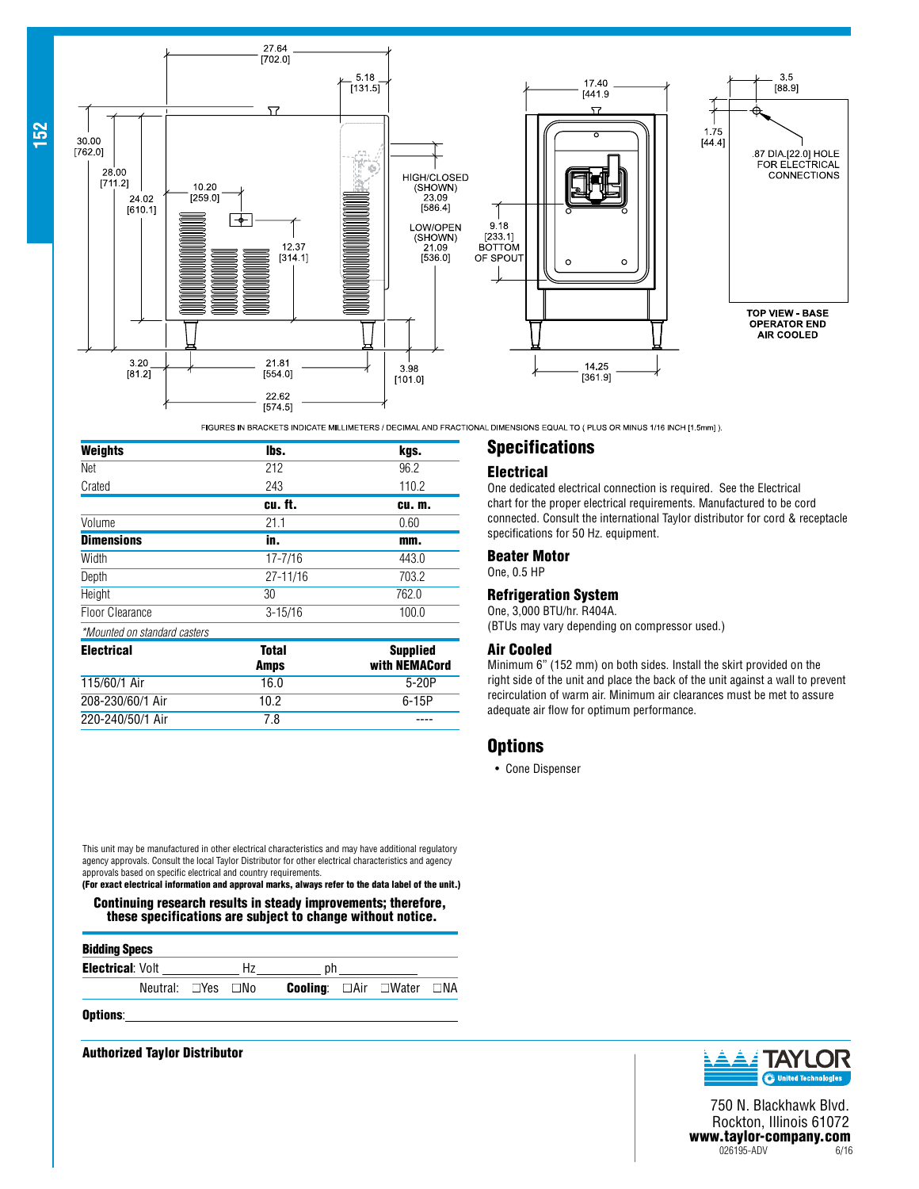27.64
[702.0]

5.18
[131.5]

30.00
[762.0]

28.00
[711.2]

24.02
[610.1]

10.20
[259.0]

12.37
[314.1]

HIGH/CLOSED
(SHOWN)
23.09
[586.4]

LOW/OPEN
(SHOWN)
21.09
[536.0]

3.20
[81.2]

21.81
[554.0]

22.62
[574.5]

3.98
[101.0]

17.40
[441.9

9.18
[233.1]
BOTTOM
OF SPOUT

14.25
[361.9]

3.5
[88.9]

1.75
[44.4]

.87 DIA.[22.0] HOLE
FOR ELECTRICAL
CONNECTIONS

TOP VIEW - BASE
OPERATOR END
AIR COOLED

FIGURES IN BRACKETS INDICATE MILLIMETERS / DECIMAL AND FRACTIONAL DIMENSIONS EQUAL TO ( PLUS OR MINUS 1/16 INCH [1.5mm] ).

| Weights | lbs. | kgs. |
|---|---|---|
| Net | 212 | 96.2 |
| Crated | 243 | 110.2 |
| | **cu. ft.** | **cu. m.** |
| Volume | 21.1 | 0.60 |
| **Dimensions** | **in.** | **mm.** |
| Width | 17-7/16 | 443.0 |
| Depth | 27-11/16 | 703.2 |
| Height | 30 | 762.0 |
| Floor Clearance | 3-15/16 | 100.0 |

*Mounted on standard casters

| Electrical | Total Amps | Supplied with NEMACord |
|---|---|---|
| 115/60/1 Air | 16.0 | 5-20P |
| 208-230/60/1 Air | 10.2 | 6-15P |
| 220-240/50/1 Air | 7.8 | ---- |

This unit may be manufactured in other electrical characteristics and may have additional regulatory agency approvals. Consult the local Taylor Distributor for other electrical characteristics and agency approvals based on specific electrical and country requirements.
**(For exact electrical information and approval marks, always refer to the data label of the unit.)**

**Continuing research results in steady improvements; therefore, these specifications are subject to change without notice.**

## Specifications

### Electrical

One dedicated electrical connection is required. See the Electrical chart for the proper electrical requirements. Manufactured to be cord connected. Consult the international Taylor distributor for cord & receptacle specifications for 50 Hz. equipment.

### Beater Motor

One, 0.5 HP

### Refrigeration System

One, 3,000 BTU/hr. R404A.
(BTUs may vary depending on compressor used.)

### Air Cooled

Minimum 6" (152 mm) on both sides. Install the skirt provided on the right side of the unit and place the back of the unit against a wall to prevent recirculation of warm air. Minimum air clearances must be met to assure adequate air flow for optimum performance.

## Options

- Cone Dispenser

**Bidding Specs**

**Electrical**: Volt ___________ Hz __________ ph ____________

Neutral: ☐Yes ☐No **Cooling**: ☐Air ☐Water ☐NA

**Options**: ____________________________________________

**Authorized Taylor Distributor**

TAYLOR
United Technologies

750 N. Blackhawk Blvd.
Rockton, Illinois 61072
**www.taylor-company.com**
026195-ADV 6/16